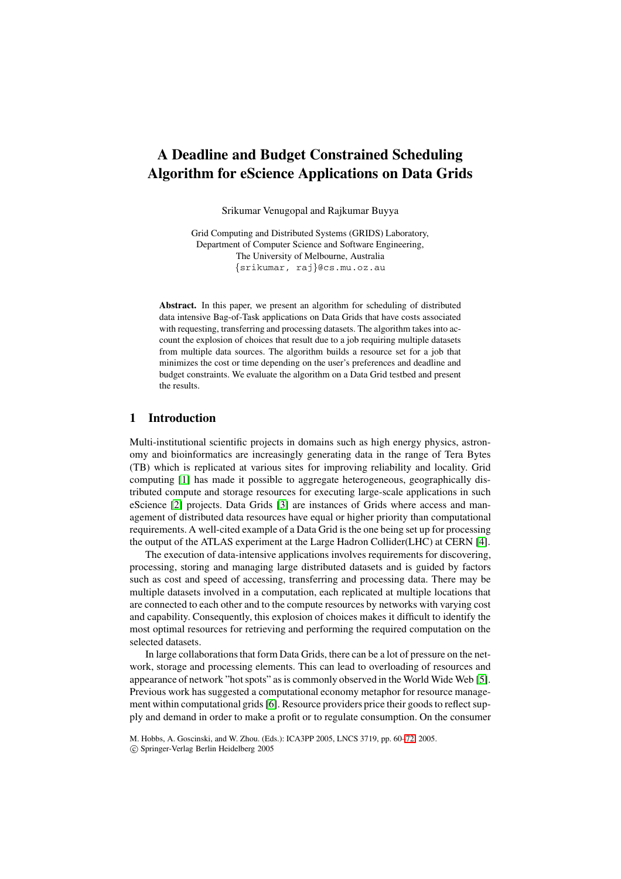# A Deadline and Budget Constrained Scheduling Algorithm for eScience Applications on Data Grids

Srikumar Venugopal and Rajkumar Buyya

Grid Computing and Distributed Systems (GRIDS) Laboratory,
Department of Computer Science and Software Engineering,
The University of Melbourne, Australia
{srikumar, raj}@cs.mu.oz.au

**Abstract.** In this paper, we present an algorithm for scheduling of distributed data intensive Bag-of-Task applications on Data Grids that have costs associated with requesting, transferring and processing datasets. The algorithm takes into account the explosion of choices that result due to a job requiring multiple datasets from multiple data sources. The algorithm builds a resource set for a job that minimizes the cost or time depending on the user's preferences and deadline and budget constraints. We evaluate the algorithm on a Data Grid testbed and present the results.

## 1 Introduction

Multi-institutional scientific projects in domains such as high energy physics, astronomy and bioinformatics are increasingly generating data in the range of Tera Bytes (TB) which is replicated at various sites for improving reliability and locality. Grid computing [1] has made it possible to aggregate heterogeneous, geographically distributed compute and storage resources for executing large-scale applications in such eScience [2] projects. Data Grids [3] are instances of Grids where access and management of distributed data resources have equal or higher priority than computational requirements. A well-cited example of a Data Grid is the one being set up for processing the output of the ATLAS experiment at the Large Hadron Collider(LHC) at CERN [4].

The execution of data-intensive applications involves requirements for discovering, processing, storing and managing large distributed datasets and is guided by factors such as cost and speed of accessing, transferring and processing data. There may be multiple datasets involved in a computation, each replicated at multiple locations that are connected to each other and to the compute resources by networks with varying cost and capability. Consequently, this explosion of choices makes it difficult to identify the most optimal resources for retrieving and performing the required computation on the selected datasets.

In large collaborations that form Data Grids, there can be a lot of pressure on the network, storage and processing elements. This can lead to overloading of resources and appearance of network "hot spots" as is commonly observed in the World Wide Web [5]. Previous work has suggested a computational economy metaphor for resource management within computational grids [6]. Resource providers price their goods to reflect supply and demand in order to make a profit or to regulate consumption. On the consumer

M. Hobbs, A. Goscinski, and W. Zhou. (Eds.): ICA3PP 2005, LNCS 3719, pp. 60–72, 2005.
© Springer-Verlag Berlin Heidelberg 2005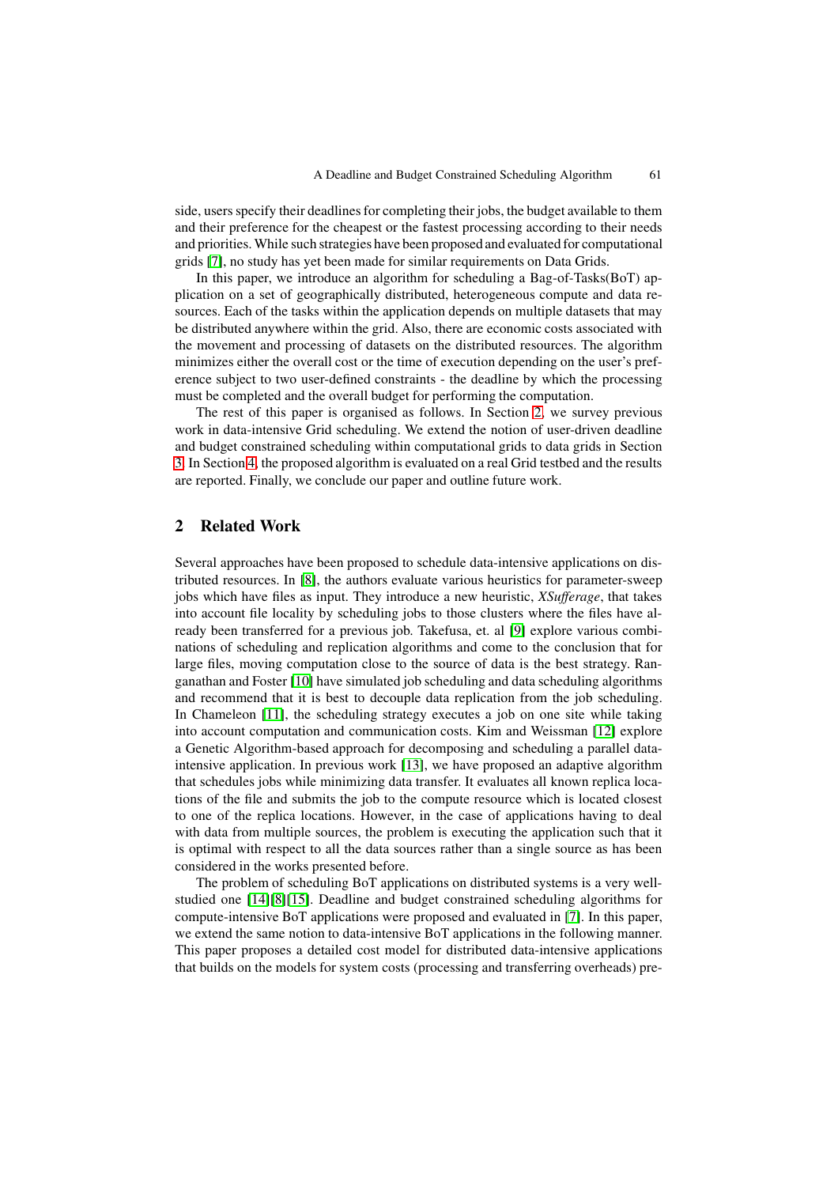side, users specify their deadlines for completing their jobs, the budget available to them and their preference for the cheapest or the fastest processing according to their needs and priorities. While such strategies have been proposed and evaluated for computational grids [7], no study has yet been made for similar requirements on Data Grids.

In this paper, we introduce an algorithm for scheduling a Bag-of-Tasks(BoT) application on a set of geographically distributed, heterogeneous compute and data resources. Each of the tasks within the application depends on multiple datasets that may be distributed anywhere within the grid. Also, there are economic costs associated with the movement and processing of datasets on the distributed resources. The algorithm minimizes either the overall cost or the time of execution depending on the user's preference subject to two user-defined constraints - the deadline by which the processing must be completed and the overall budget for performing the computation.

The rest of this paper is organised as follows. In Section 2, we survey previous work in data-intensive Grid scheduling. We extend the notion of user-driven deadline and budget constrained scheduling within computational grids to data grids in Section 3. In Section 4, the proposed algorithm is evaluated on a real Grid testbed and the results are reported. Finally, we conclude our paper and outline future work.

## 2 Related Work

Several approaches have been proposed to schedule data-intensive applications on distributed resources. In [8], the authors evaluate various heuristics for parameter-sweep jobs which have files as input. They introduce a new heuristic, *XSufferage*, that takes into account file locality by scheduling jobs to those clusters where the files have already been transferred for a previous job. Takefusa, et. al [9] explore various combinations of scheduling and replication algorithms and come to the conclusion that for large files, moving computation close to the source of data is the best strategy. Ranganathan and Foster [10] have simulated job scheduling and data scheduling algorithms and recommend that it is best to decouple data replication from the job scheduling. In Chameleon [11], the scheduling strategy executes a job on one site while taking into account computation and communication costs. Kim and Weissman [12] explore a Genetic Algorithm-based approach for decomposing and scheduling a parallel data-intensive application. In previous work [13], we have proposed an adaptive algorithm that schedules jobs while minimizing data transfer. It evaluates all known replica locations of the file and submits the job to the compute resource which is located closest to one of the replica locations. However, in the case of applications having to deal with data from multiple sources, the problem is executing the application such that it is optimal with respect to all the data sources rather than a single source as has been considered in the works presented before.

The problem of scheduling BoT applications on distributed systems is a very well-studied one [14][8][15]. Deadline and budget constrained scheduling algorithms for compute-intensive BoT applications were proposed and evaluated in [7]. In this paper, we extend the same notion to data-intensive BoT applications in the following manner. This paper proposes a detailed cost model for distributed data-intensive applications that builds on the models for system costs (processing and transferring overheads) pre-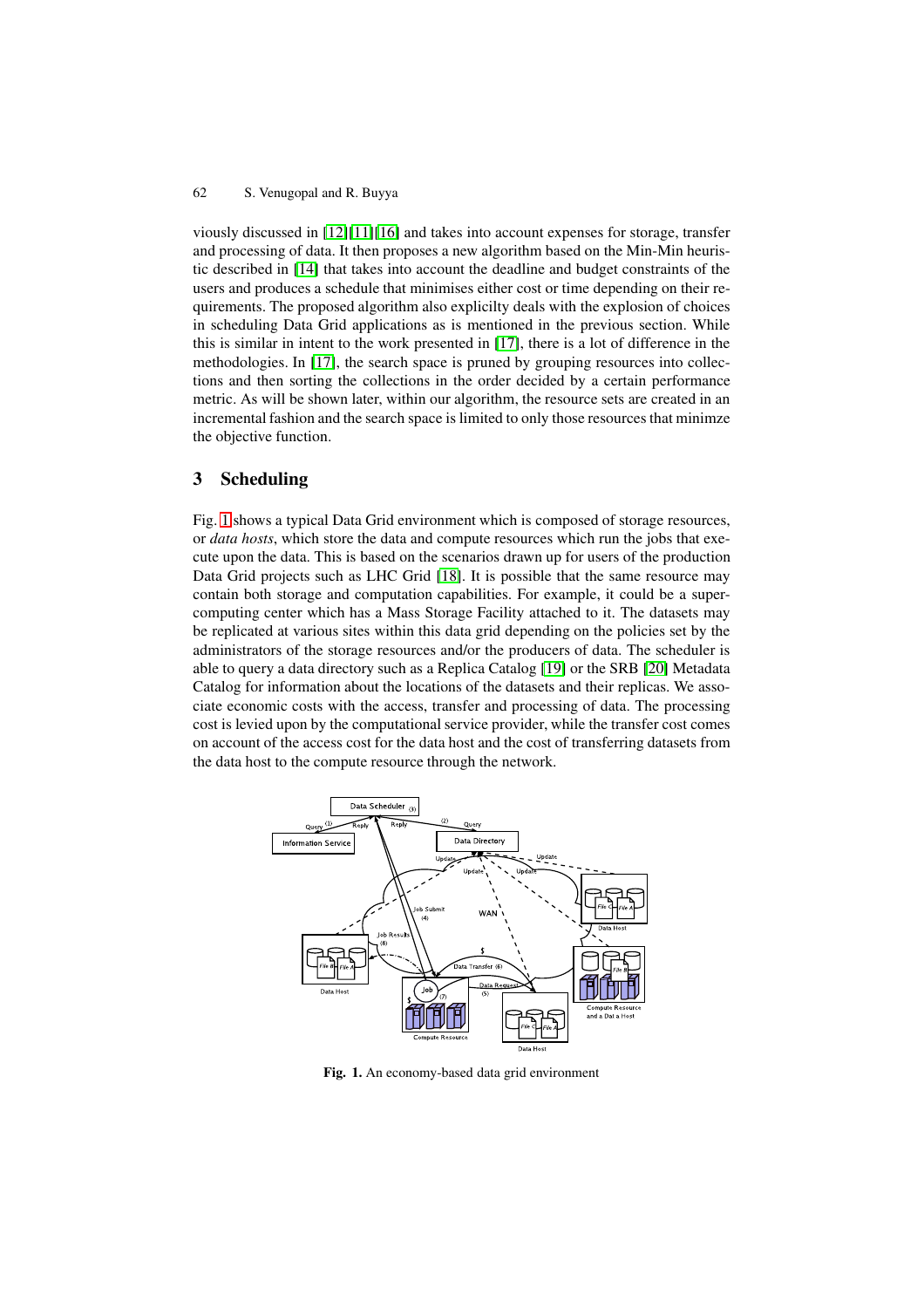viously discussed in [12][11][16] and takes into account expenses for storage, transfer and processing of data. It then proposes a new algorithm based on the Min-Min heuristic described in [14] that takes into account the deadline and budget constraints of the users and produces a schedule that minimises either cost or time depending on their requirements. The proposed algorithm also explicilty deals with the explosion of choices in scheduling Data Grid applications as is mentioned in the previous section. While this is similar in intent to the work presented in [17], there is a lot of difference in the methodologies. In [17], the search space is pruned by grouping resources into collections and then sorting the collections in the order decided by a certain performance metric. As will be shown later, within our algorithm, the resource sets are created in an incremental fashion and the search space is limited to only those resources that minimze the objective function.

## 3 Scheduling

Fig. 1 shows a typical Data Grid environment which is composed of storage resources, or *data hosts*, which store the data and compute resources which run the jobs that execute upon the data. This is based on the scenarios drawn up for users of the production Data Grid projects such as LHC Grid [18]. It is possible that the same resource may contain both storage and computation capabilities. For example, it could be a supercomputing center which has a Mass Storage Facility attached to it. The datasets may be replicated at various sites within this data grid depending on the policies set by the administrators of the storage resources and/or the producers of data. The scheduler is able to query a data directory such as a Replica Catalog [19] or the SRB [20] Metadata Catalog for information about the locations of the datasets and their replicas. We associate economic costs with the access, transfer and processing of data. The processing cost is levied upon by the computational service provider, while the transfer cost comes on account of the access cost for the data host and the cost of transferring datasets from the data host to the compute resource through the network.

**Fig. 1.** An economy-based data grid environment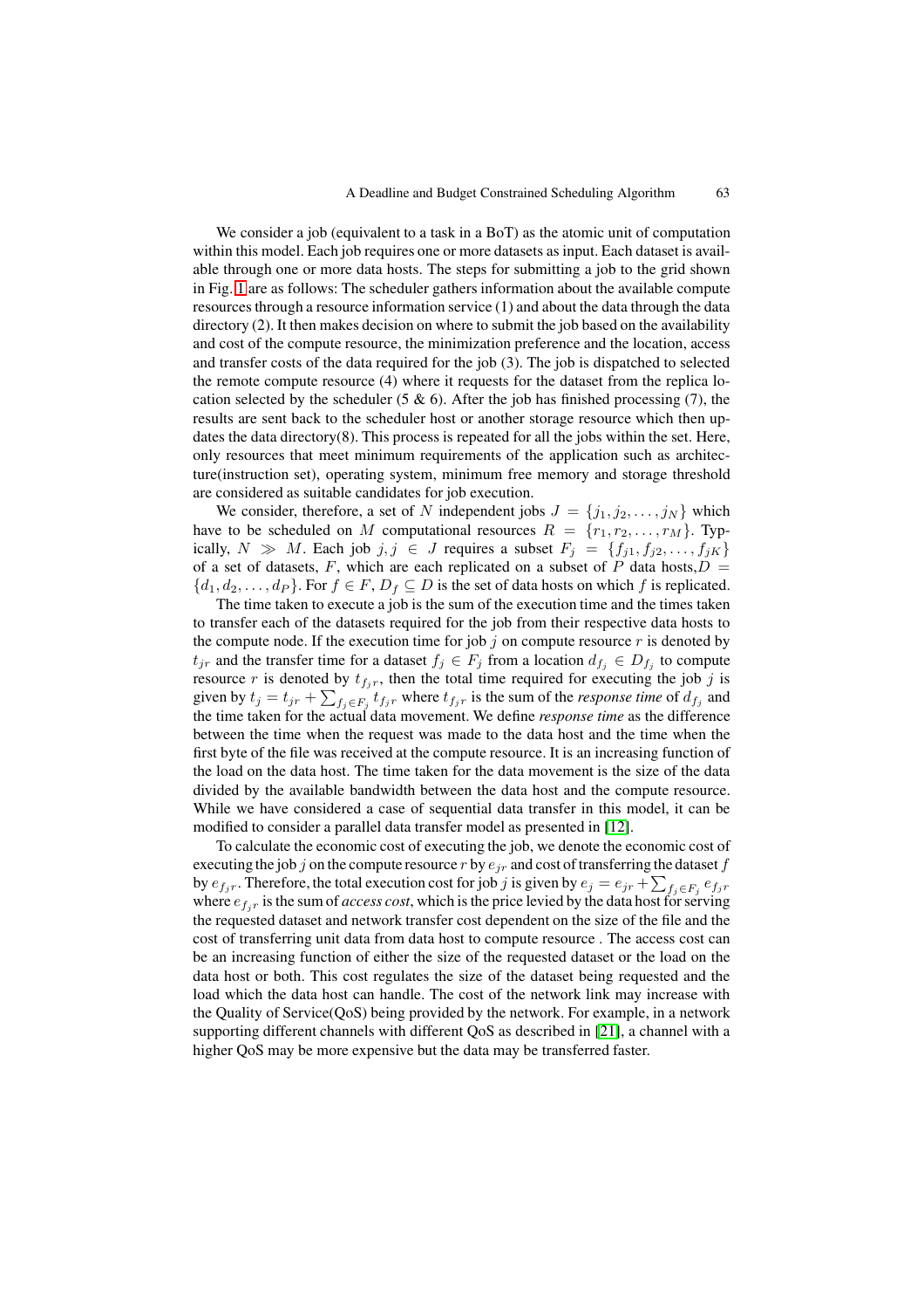We consider a job (equivalent to a task in a BoT) as the atomic unit of computation within this model. Each job requires one or more datasets as input. Each dataset is available through one or more data hosts. The steps for submitting a job to the grid shown in Fig. 1 are as follows: The scheduler gathers information about the available compute resources through a resource information service (1) and about the data through the data directory (2). It then makes decision on where to submit the job based on the availability and cost of the compute resource, the minimization preference and the location, access and transfer costs of the data required for the job (3). The job is dispatched to selected the remote compute resource (4) where it requests for the dataset from the replica location selected by the scheduler (5 & 6). After the job has finished processing (7), the results are sent back to the scheduler host or another storage resource which then updates the data directory(8). This process is repeated for all the jobs within the set. Here, only resources that meet minimum requirements of the application such as architecture(instruction set), operating system, minimum free memory and storage threshold are considered as suitable candidates for job execution.

We consider, therefore, a set of $N$ independent jobs $J = \{j_1, j_2, \ldots, j_N\}$ which have to be scheduled on $M$ computational resources $R = \{r_1, r_2, \ldots, r_M\}$. Typically, $N \gg M$. Each job $j, j \in J$ requires a subset $F_j = \{f_{j1}, f_{j2}, \ldots, f_{jK}\}$ of a set of datasets, $F$, which are each replicated on a subset of $P$ data hosts,$D = \{d_1, d_2, \ldots, d_P\}$. For $f \in F$, $D_f \subseteq D$ is the set of data hosts on which $f$ is replicated.

The time taken to execute a job is the sum of the execution time and the times taken to transfer each of the datasets required for the job from their respective data hosts to the compute node. If the execution time for job $j$ on compute resource $r$ is denoted by $t_{jr}$ and the transfer time for a dataset $f_j \in F_j$ from a location $d_{f_j} \in D_{f_j}$ to compute resource $r$ is denoted by $t_{f_j r}$, then the total time required for executing the job $j$ is given by $t_j = t_{jr} + \sum_{f_j \in F_j} t_{f_j r}$ where $t_{f_j r}$ is the sum of the *response time* of $d_{f_j}$ and the time taken for the actual data movement. We define *response time* as the difference between the time when the request was made to the data host and the time when the first byte of the file was received at the compute resource. It is an increasing function of the load on the data host. The time taken for the data movement is the size of the data divided by the available bandwidth between the data host and the compute resource. While we have considered a case of sequential data transfer in this model, it can be modified to consider a parallel data transfer model as presented in [12].

To calculate the economic cost of executing the job, we denote the economic cost of executing the job $j$ on the compute resource $r$ by $e_{jr}$ and cost of transferring the dataset $f$ by $e_{f_j r}$. Therefore, the total execution cost for job $j$ is given by $e_j = e_{jr} + \sum_{f_j \in F_j} e_{f_j r}$ where $e_{f_j r}$ is the sum of *access cost*, which is the price levied by the data host for serving the requested dataset and network transfer cost dependent on the size of the file and the cost of transferring unit data from data host to compute resource . The access cost can be an increasing function of either the size of the requested dataset or the load on the data host or both. This cost regulates the size of the dataset being requested and the load which the data host can handle. The cost of the network link may increase with the Quality of Service(QoS) being provided by the network. For example, in a network supporting different channels with different QoS as described in [21], a channel with a higher QoS may be more expensive but the data may be transferred faster.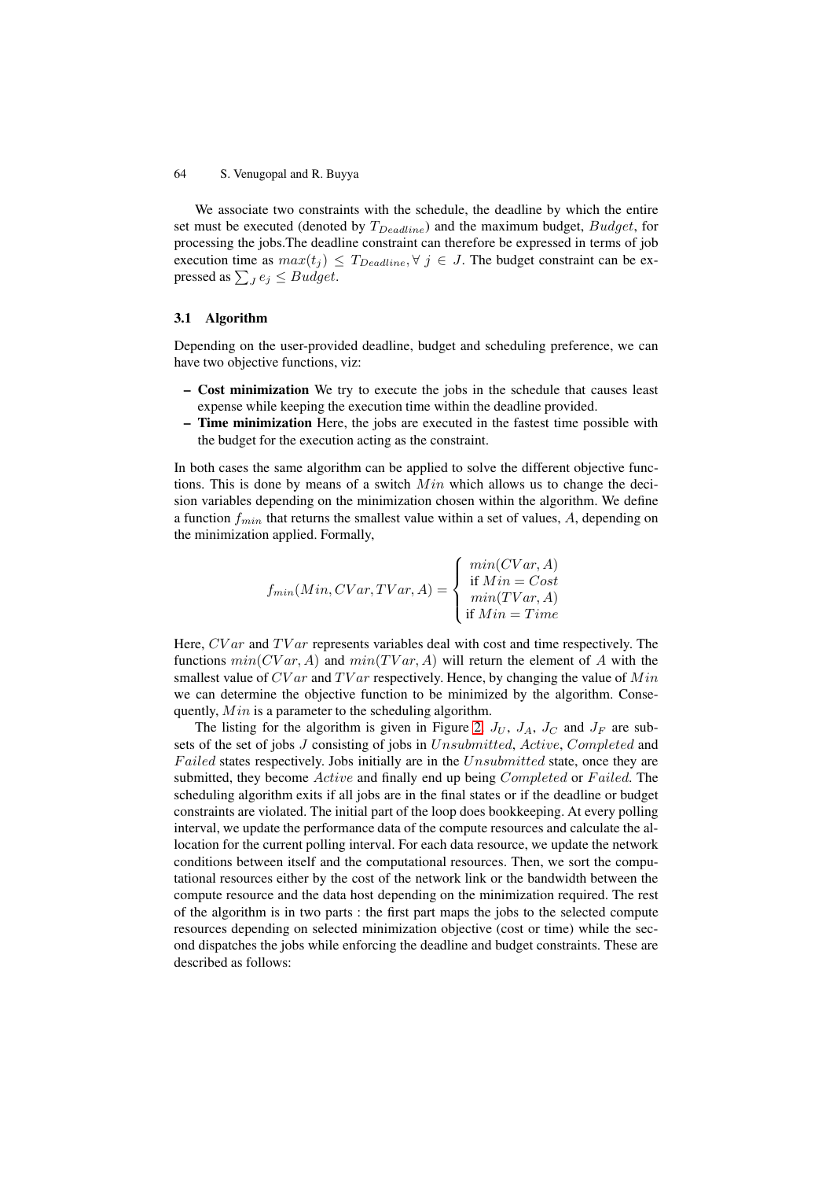We associate two constraints with the schedule, the deadline by which the entire set must be executed (denoted by $T_{Deadline}$) and the maximum budget, $Budget$, for processing the jobs.The deadline constraint can therefore be expressed in terms of job execution time as $max(t_j) \leq T_{Deadline}, \forall\ j \in J$. The budget constraint can be expressed as $\sum_J e_j \leq Budget$.

### 3.1 Algorithm

Depending on the user-provided deadline, budget and scheduling preference, we can have two objective functions, viz:

- **Cost minimization** We try to execute the jobs in the schedule that causes least expense while keeping the execution time within the deadline provided.
- **Time minimization** Here, the jobs are executed in the fastest time possible with the budget for the execution acting as the constraint.

In both cases the same algorithm can be applied to solve the different objective functions. This is done by means of a switch $Min$ which allows us to change the decision variables depending on the minimization chosen within the algorithm. We define a function $f_{min}$ that returns the smallest value within a set of values, $A$, depending on the minimization applied. Formally,

$$f_{min}(Min, CVar, TVar, A) = \begin{cases} min(CVar, A) \\ \text{if } Min = Cost \\ min(TVar, A) \\ \text{if } Min = Time \end{cases}$$

Here, $CVar$ and $TVar$ represents variables deal with cost and time respectively. The functions $min(CVar, A)$ and $min(TVar, A)$ will return the element of $A$ with the smallest value of $CVar$ and $TVar$ respectively. Hence, by changing the value of $Min$ we can determine the objective function to be minimized by the algorithm. Consequently, $Min$ is a parameter to the scheduling algorithm.

The listing for the algorithm is given in Figure 2. $J_U$, $J_A$, $J_C$ and $J_F$ are subsets of the set of jobs $J$ consisting of jobs in $Unsubmitted$, $Active$, $Completed$ and $Failed$ states respectively. Jobs initially are in the $Unsubmitted$ state, once they are submitted, they become $Active$ and finally end up being $Completed$ or $Failed$. The scheduling algorithm exits if all jobs are in the final states or if the deadline or budget constraints are violated. The initial part of the loop does bookkeeping. At every polling interval, we update the performance data of the compute resources and calculate the allocation for the current polling interval. For each data resource, we update the network conditions between itself and the computational resources. Then, we sort the computational resources either by the cost of the network link or the bandwidth between the compute resource and the data host depending on the minimization required. The rest of the algorithm is in two parts : the first part maps the jobs to the selected compute resources depending on selected minimization objective (cost or time) while the second dispatches the jobs while enforcing the deadline and budget constraints. These are described as follows: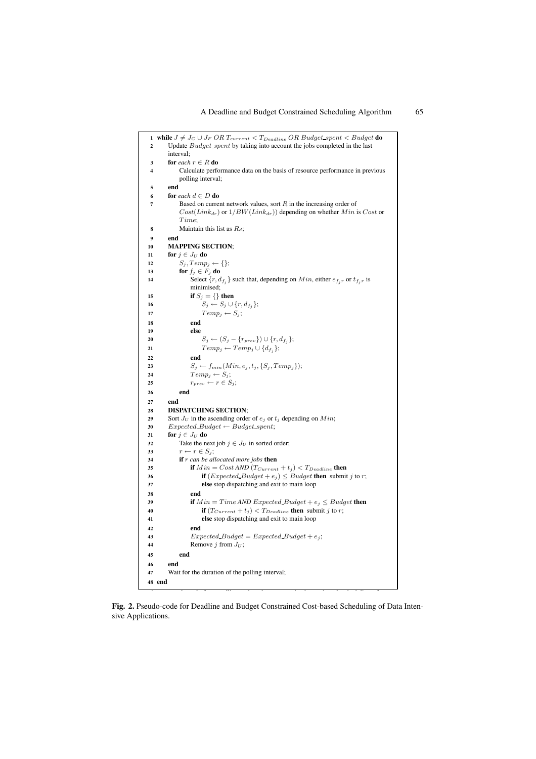```
1  while J ≠ J_C ∪ J_F OR T_current < T_Deadline OR Budget_spent < Budget do
2      Update Budget_spent by taking into account the jobs completed in the last
       interval;
3      for each r ∈ R do
4          Calculate performance data on the basis of resource performance in previous
           polling interval;
5      end
6      for each d ∈ D do
7          Based on current network values, sort R in the increasing order of
           Cost(Link_dr) or 1/BW(Link_dr)) depending on whether Min is Cost or
           Time;
8          Maintain this list as R_d;
9      end
10     MAPPING SECTION;
11     for j ∈ J_U do
12         S_j, Temp_j ← {};
13         for f_j ∈ F_j do
14             Select {r, d_fj} such that, depending on Min, either e_fjr or t_fjr is
               minimised;
15             if S_j = {} then
16                 S_j ← S_j ∪ {r, d_fj};
17                 Temp_j ← S_j;
18             end
19             else
20                 S_j ← (S_j − {r_prev}) ∪ {r, d_fj};
21                 Temp_j ← Temp_j ∪ {d_fj};
22             end
23             S_j ← f_min(Min, e_j, t_j, {S_j, Temp_j});
24             Temp_j ← S_j;
25             r_prev ← r ∈ S_j;
26         end
27     end
28     DISPATCHING SECTION;
29     Sort J_U in the ascending order of e_j or t_j depending on Min;
30     Expected_Budget ← Budget_spent;
31     for j ∈ J_U do
32         Take the next job j ∈ J_U in sorted order;
33         r ← r ∈ S_j;
34         if r can be allocated more jobs then
35             if Min = Cost AND (T_Current + t_j) < T_Deadline then
36                 if (Expected_Budget + e_j) ≤ Budget then submit j to r;
37                 else stop dispatching and exit to main loop
38             end
39             if Min = Time AND Expected_Budget + e_j ≤ Budget then
40                 if (T_Current + t_j) < T_Deadline then submit j to r;
41                 else stop dispatching and exit to main loop
42             end
43             Expected_Budget = Expected_Budget + e_j;
44             Remove j from J_U;
45         end
46     end
47     Wait for the duration of the polling interval;
48 end
```

**Fig. 2.** Pseudo-code for Deadline and Budget Constrained Cost-based Scheduling of Data Intensive Applications.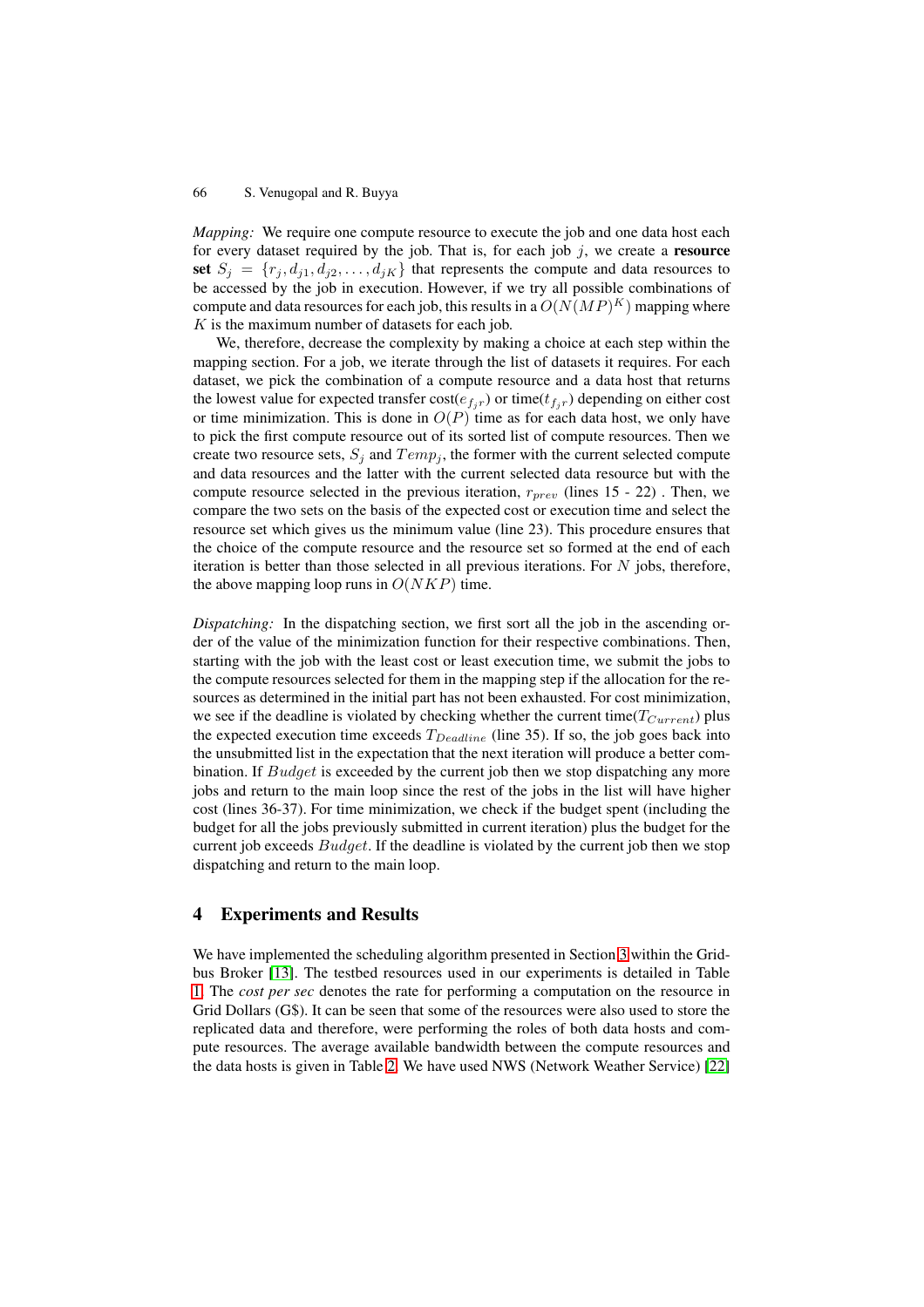*Mapping:* We require one compute resource to execute the job and one data host each for every dataset required by the job. That is, for each job $j$, we create a **resource set** $S_j = \{r_j, d_{j1}, d_{j2}, \ldots, d_{jK}\}$ that represents the compute and data resources to be accessed by the job in execution. However, if we try all possible combinations of compute and data resources for each job, this results in a $O(N(MP)^K)$ mapping where $K$ is the maximum number of datasets for each job.

We, therefore, decrease the complexity by making a choice at each step within the mapping section. For a job, we iterate through the list of datasets it requires. For each dataset, we pick the combination of a compute resource and a data host that returns the lowest value for expected transfer cost($e_{f_jr}$) or time($t_{f_jr}$) depending on either cost or time minimization. This is done in $O(P)$ time as for each data host, we only have to pick the first compute resource out of its sorted list of compute resources. Then we create two resource sets, $S_j$ and $Temp_j$, the former with the current selected compute and data resources and the latter with the current selected data resource but with the compute resource selected in the previous iteration, $r_{prev}$ (lines 15 - 22) . Then, we compare the two sets on the basis of the expected cost or execution time and select the resource set which gives us the minimum value (line 23). This procedure ensures that the choice of the compute resource and the resource set so formed at the end of each iteration is better than those selected in all previous iterations. For $N$ jobs, therefore, the above mapping loop runs in $O(NKP)$ time.

*Dispatching:* In the dispatching section, we first sort all the job in the ascending order of the value of the minimization function for their respective combinations. Then, starting with the job with the least cost or least execution time, we submit the jobs to the compute resources selected for them in the mapping step if the allocation for the resources as determined in the initial part has not been exhausted. For cost minimization, we see if the deadline is violated by checking whether the current time($T_{Current}$) plus the expected execution time exceeds $T_{Deadline}$ (line 35). If so, the job goes back into the unsubmitted list in the expectation that the next iteration will produce a better combination. If $Budget$ is exceeded by the current job then we stop dispatching any more jobs and return to the main loop since the rest of the jobs in the list will have higher cost (lines 36-37). For time minimization, we check if the budget spent (including the budget for all the jobs previously submitted in current iteration) plus the budget for the current job exceeds $Budget$. If the deadline is violated by the current job then we stop dispatching and return to the main loop.

## 4 Experiments and Results

We have implemented the scheduling algorithm presented in Section 3 within the Gridbus Broker [13]. The testbed resources used in our experiments is detailed in Table 1. The *cost per sec* denotes the rate for performing a computation on the resource in Grid Dollars (G$). It can be seen that some of the resources were also used to store the replicated data and therefore, were performing the roles of both data hosts and compute resources. The average available bandwidth between the compute resources and the data hosts is given in Table 2. We have used NWS (Network Weather Service) [22]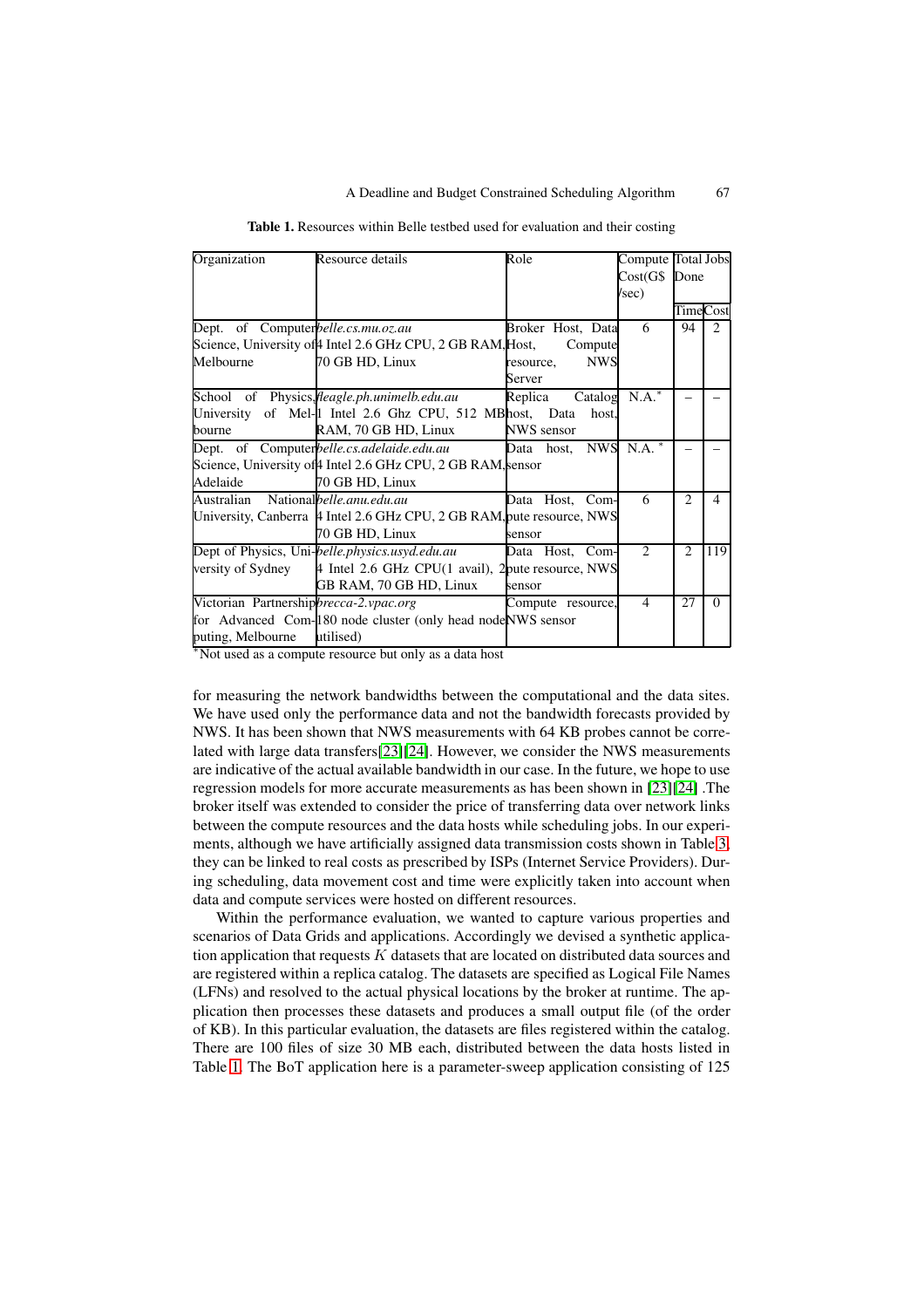**Table 1.** Resources within Belle testbed used for evaluation and their costing

| Organization | Resource details | Role | Compute Cost(G$/sec) | Total Jobs Done | |
|---|---|---|---|---|---|
| | | | | Time | Cost |
| Dept. of Computer Science, University of Melbourne | *belle.cs.mu.oz.au* 4 Intel 2.6 GHz CPU, 2 GB RAM, 70 GB HD, Linux | Broker Host, Data Host, Compute resource, NWS Server | 6 | 94 | 2 |
| School of Physics, University of Melbourne | *fleagle.ph.unimelb.edu.au* 1 Intel 2.6 Ghz CPU, 512 MB RAM, 70 GB HD, Linux | Replica Catalog host, Data host, NWS sensor | N.A.* | – | – |
| Dept. of Computer Science, University of Adelaide | *belle.cs.adelaide.edu.au* 4 Intel 2.6 GHz CPU, 2 GB RAM, 70 GB HD, Linux | Data host, NWS sensor | N.A. * | – | – |
| Australian National University, Canberra | *belle.anu.edu.au* 4 Intel 2.6 GHz CPU, 2 GB RAM, 70 GB HD, Linux | Data Host, Compute resource, NWS sensor | 6 | 2 | 4 |
| Dept of Physics, University of Sydney | *belle.physics.usyd.edu.au* 4 Intel 2.6 GHz CPU(1 avail), 2 GB RAM, 70 GB HD, Linux | Data Host, Compute resource, NWS sensor | 2 | 2 | 119 |
| Victorian Partnership for Advanced Computing, Melbourne | *brecca-2.vpac.org* 180 node cluster (only head node utilised) | Compute resource, NWS sensor | 4 | 27 | 0 |

*Not used as a compute resource but only as a data host

for measuring the network bandwidths between the computational and the data sites. We have used only the performance data and not the bandwidth forecasts provided by NWS. It has been shown that NWS measurements with 64 KB probes cannot be correlated with large data transfers[23][24]. However, we consider the NWS measurements are indicative of the actual available bandwidth in our case. In the future, we hope to use regression models for more accurate measurements as has been shown in [23][24] .The broker itself was extended to consider the price of transferring data over network links between the compute resources and the data hosts while scheduling jobs. In our experiments, although we have artificially assigned data transmission costs shown in Table 3, they can be linked to real costs as prescribed by ISPs (Internet Service Providers). During scheduling, data movement cost and time were explicitly taken into account when data and compute services were hosted on different resources.

Within the performance evaluation, we wanted to capture various properties and scenarios of Data Grids and applications. Accordingly we devised a synthetic application that requests $K$ datasets that are located on distributed data sources and are registered within a replica catalog. The datasets are specified as Logical File Names (LFNs) and resolved to the actual physical locations by the broker at runtime. The application then processes these datasets and produces a small output file (of the order of KB). In this particular evaluation, the datasets are files registered within the catalog. There are 100 files of size 30 MB each, distributed between the data hosts listed in Table 1. The BoT application here is a parameter-sweep application consisting of 125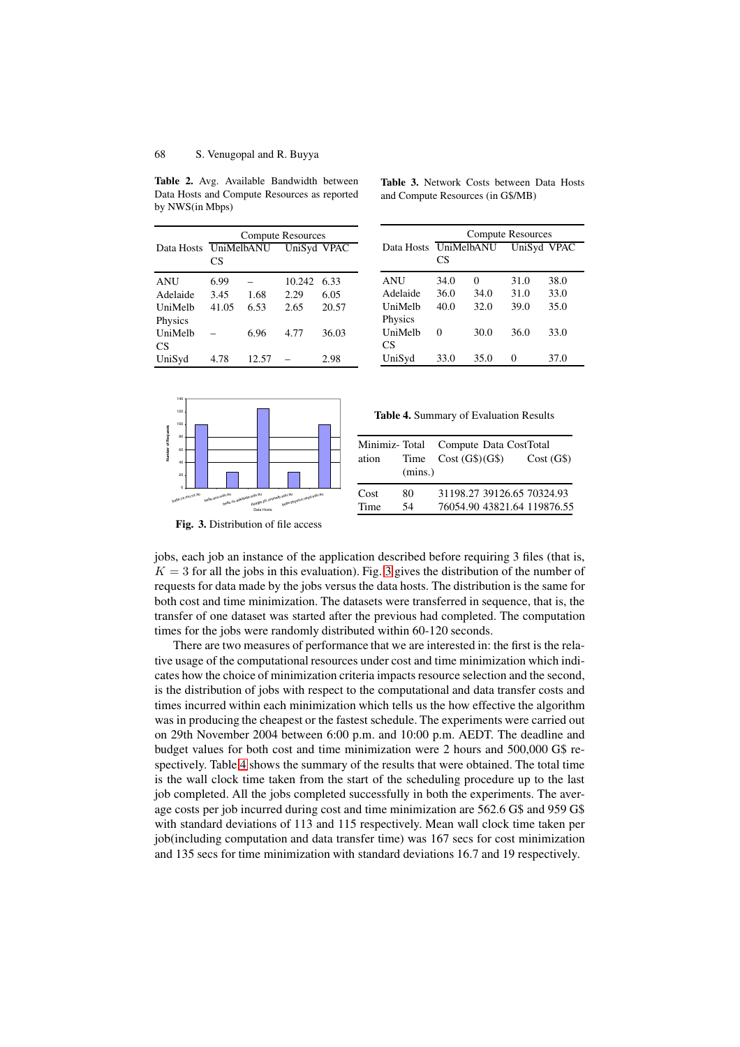**Table 2.** Avg. Available Bandwidth between Data Hosts and Compute Resources as reported by NWS(in Mbps)

| Data Hosts | Compute Resources | | | |
|---|---|---|---|---|
| | UniMelb CS | ANU | UniSyd | VPAC |
| ANU | 6.99 | – | 10.242 | 6.33 |
| Adelaide | 3.45 | 1.68 | 2.29 | 6.05 |
| UniMelb Physics | 41.05 | 6.53 | 2.65 | 20.57 |
| UniMelb CS | – | 6.96 | 4.77 | 36.03 |
| UniSyd | 4.78 | 12.57 | – | 2.98 |

**Table 3.** Network Costs between Data Hosts and Compute Resources (in G$/MB)

| Data Hosts | Compute Resources | | | |
|---|---|---|---|---|
| | UniMelb CS | ANU | UniSyd | VPAC |
| ANU | 34.0 | 0 | 31.0 | 38.0 |
| Adelaide | 36.0 | 34.0 | 31.0 | 33.0 |
| UniMelb Physics | 40.0 | 32.0 | 39.0 | 35.0 |
| UniMelb CS | 0 | 30.0 | 36.0 | 33.0 |
| UniSyd | 33.0 | 35.0 | 0 | 37.0 |

**Fig. 3.** Distribution of file access

**Table 4.** Summary of Evaluation Results

| Minimization | Total Time (mins.) | Compute Cost (G$) | Data Cost (G$) | Total Cost (G$) |
|---|---|---|---|---|
| Cost | 80 | 31198.27 | 39126.65 | 70324.93 |
| Time | 54 | 76054.90 | 43821.64 | 119876.55 |

jobs, each job an instance of the application described before requiring 3 files (that is, $K = 3$ for all the jobs in this evaluation). Fig. 3 gives the distribution of the number of requests for data made by the jobs versus the data hosts. The distribution is the same for both cost and time minimization. The datasets were transferred in sequence, that is, the transfer of one dataset was started after the previous had completed. The computation times for the jobs were randomly distributed within 60-120 seconds.

There are two measures of performance that we are interested in: the first is the relative usage of the computational resources under cost and time minimization which indicates how the choice of minimization criteria impacts resource selection and the second, is the distribution of jobs with respect to the computational and data transfer costs and times incurred within each minimization which tells us the how effective the algorithm was in producing the cheapest or the fastest schedule. The experiments were carried out on 29th November 2004 between 6:00 p.m. and 10:00 p.m. AEDT. The deadline and budget values for both cost and time minimization were 2 hours and 500,000 G$ respectively. Table 4 shows the summary of the results that were obtained. The total time is the wall clock time taken from the start of the scheduling procedure up to the last job completed. All the jobs completed successfully in both the experiments. The average costs per job incurred during cost and time minimization are 562.6 G$ and 959 G$ with standard deviations of 113 and 115 respectively. Mean wall clock time taken per job(including computation and data transfer time) was 167 secs for cost minimization and 135 secs for time minimization with standard deviations 16.7 and 19 respectively.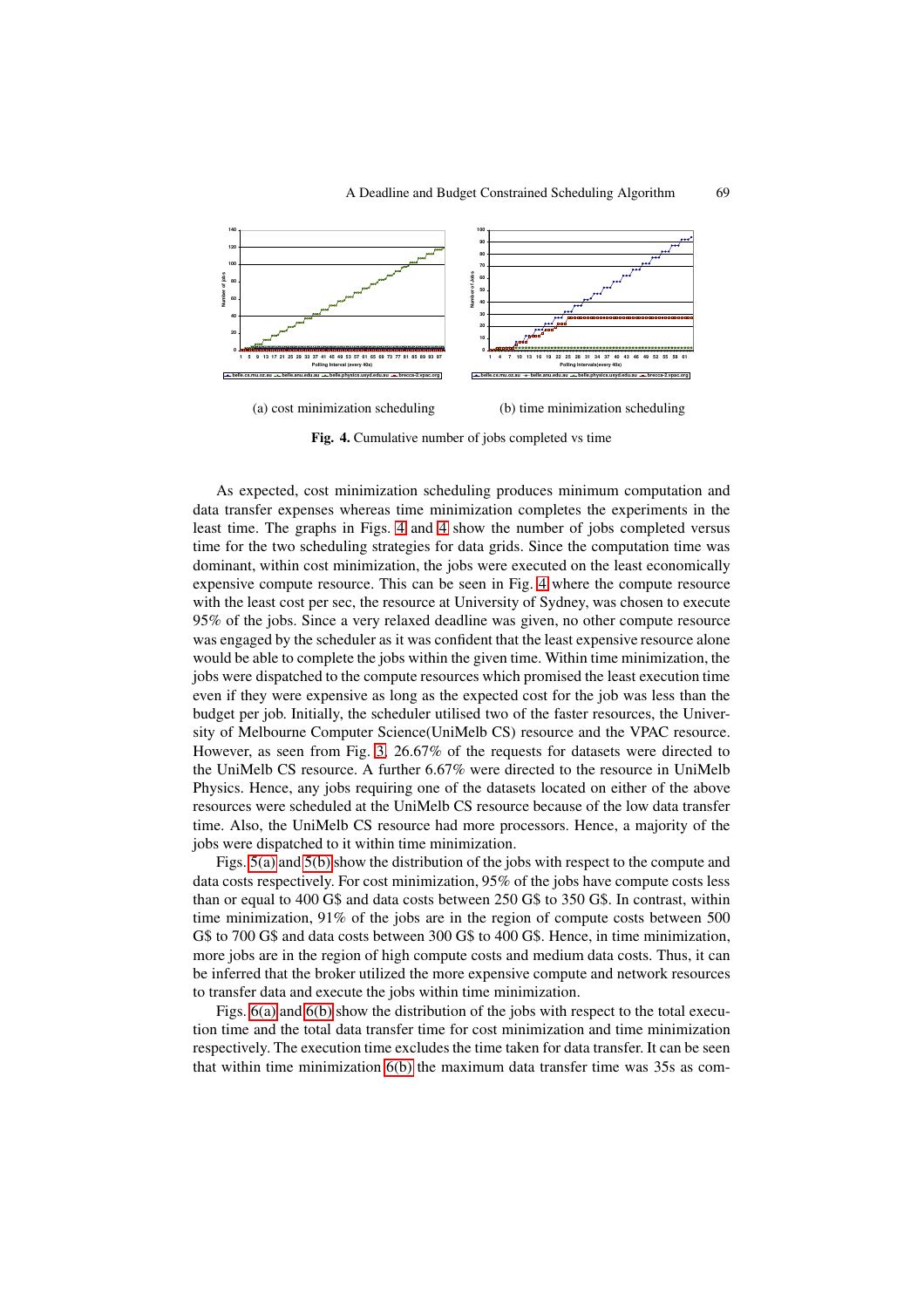(a) cost minimization scheduling

(b) time minimization scheduling

**Fig. 4.** Cumulative number of jobs completed vs time

As expected, cost minimization scheduling produces minimum computation and data transfer expenses whereas time minimization completes the experiments in the least time. The graphs in Figs. 4 and 4 show the number of jobs completed versus time for the two scheduling strategies for data grids. Since the computation time was dominant, within cost minimization, the jobs were executed on the least economically expensive compute resource. This can be seen in Fig. 4 where the compute resource with the least cost per sec, the resource at University of Sydney, was chosen to execute 95% of the jobs. Since a very relaxed deadline was given, no other compute resource was engaged by the scheduler as it was confident that the least expensive resource alone would be able to complete the jobs within the given time. Within time minimization, the jobs were dispatched to the compute resources which promised the least execution time even if they were expensive as long as the expected cost for the job was less than the budget per job. Initially, the scheduler utilised two of the faster resources, the University of Melbourne Computer Science(UniMelb CS) resource and the VPAC resource. However, as seen from Fig. 3, 26.67% of the requests for datasets were directed to the UniMelb CS resource. A further 6.67% were directed to the resource in UniMelb Physics. Hence, any jobs requiring one of the datasets located on either of the above resources were scheduled at the UniMelb CS resource because of the low data transfer time. Also, the UniMelb CS resource had more processors. Hence, a majority of the jobs were dispatched to it within time minimization.

Figs. 5(a) and 5(b) show the distribution of the jobs with respect to the compute and data costs respectively. For cost minimization, 95% of the jobs have compute costs less than or equal to 400 G$ and data costs between 250 G$ to 350 G$. In contrast, within time minimization, 91% of the jobs are in the region of compute costs between 500 G$ to 700 G$ and data costs between 300 G$ to 400 G$. Hence, in time minimization, more jobs are in the region of high compute costs and medium data costs. Thus, it can be inferred that the broker utilized the more expensive compute and network resources to transfer data and execute the jobs within time minimization.

Figs. 6(a) and 6(b) show the distribution of the jobs with respect to the total execution time and the total data transfer time for cost minimization and time minimization respectively. The execution time excludes the time taken for data transfer. It can be seen that within time minimization 6(b) the maximum data transfer time was 35s as com-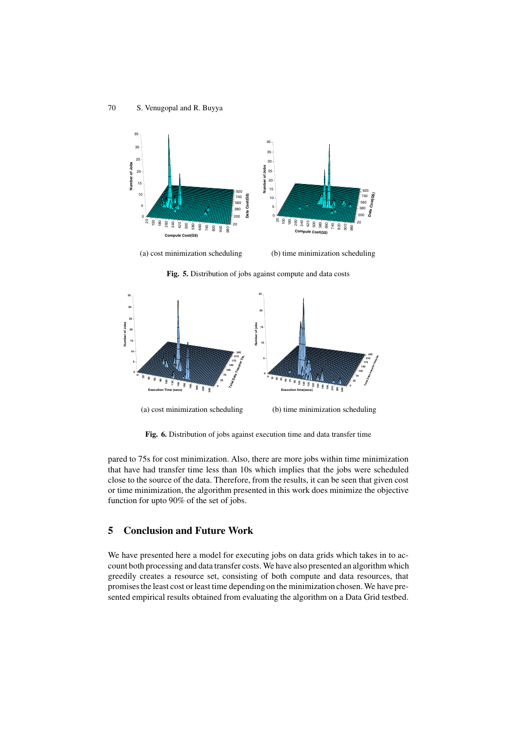(a) cost minimization scheduling

(b) time minimization scheduling

**Fig. 5.** Distribution of jobs against compute and data costs

(a) cost minimization scheduling

(b) time minimization scheduling

**Fig. 6.** Distribution of jobs against execution time and data transfer time

pared to 75s for cost minimization. Also, there are more jobs within time minimization that have had transfer time less than 10s which implies that the jobs were scheduled close to the source of the data. Therefore, from the results, it can be seen that given cost or time minimization, the algorithm presented in this work does minimize the objective function for upto 90% of the set of jobs.

## 5 Conclusion and Future Work

We have presented here a model for executing jobs on data grids which takes in to account both processing and data transfer costs. We have also presented an algorithm which greedily creates a resource set, consisting of both compute and data resources, that promises the least cost or least time depending on the minimization chosen. We have presented empirical results obtained from evaluating the algorithm on a Data Grid testbed.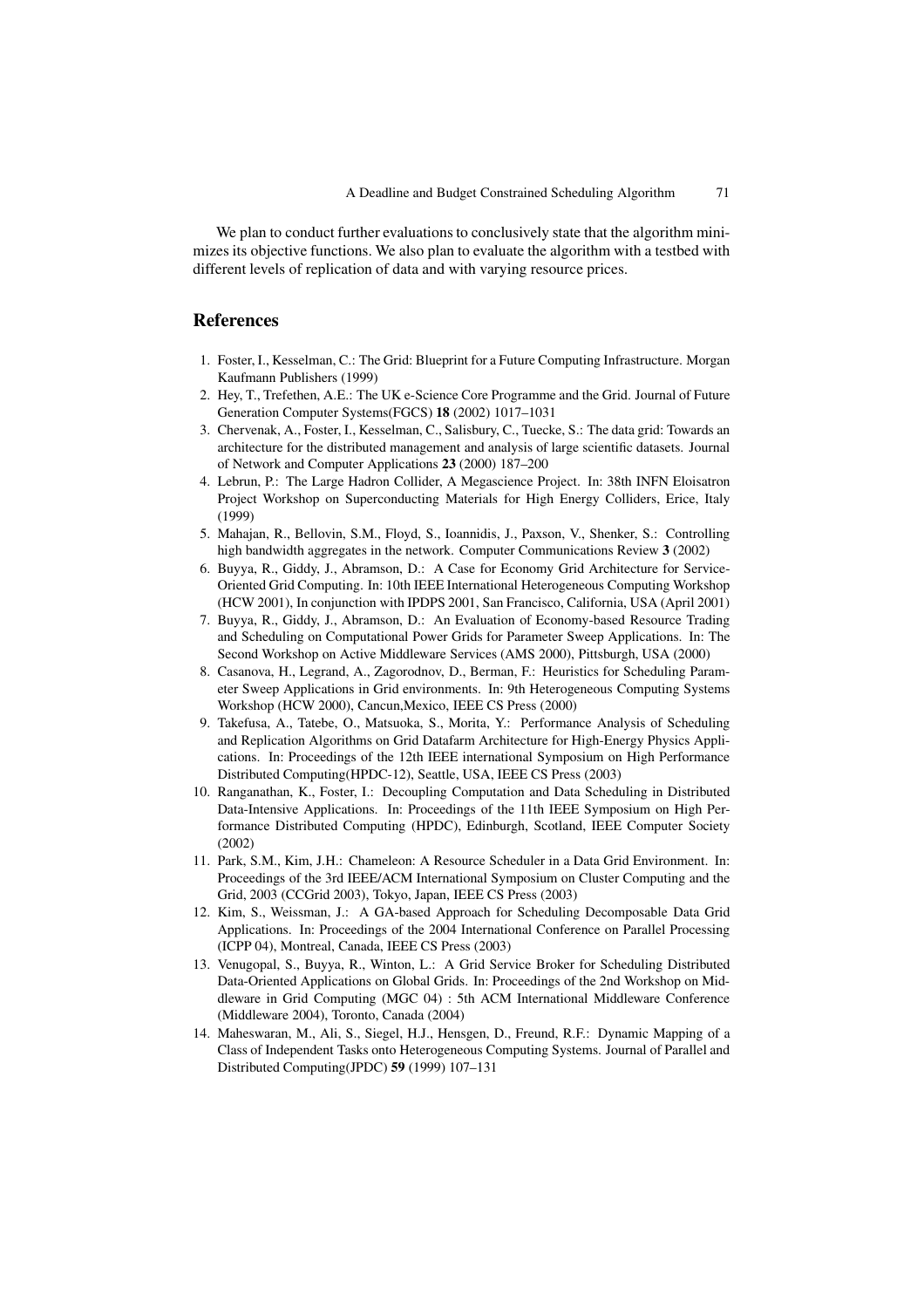We plan to conduct further evaluations to conclusively state that the algorithm minimizes its objective functions. We also plan to evaluate the algorithm with a testbed with different levels of replication of data and with varying resource prices.

## References

1. Foster, I., Kesselman, C.: The Grid: Blueprint for a Future Computing Infrastructure. Morgan Kaufmann Publishers (1999)
2. Hey, T., Trefethen, A.E.: The UK e-Science Core Programme and the Grid. Journal of Future Generation Computer Systems(FGCS) **18** (2002) 1017–1031
3. Chervenak, A., Foster, I., Kesselman, C., Salisbury, C., Tuecke, S.: The data grid: Towards an architecture for the distributed management and analysis of large scientific datasets. Journal of Network and Computer Applications **23** (2000) 187–200
4. Lebrun, P.: The Large Hadron Collider, A Megascience Project. In: 38th INFN Eloisatron Project Workshop on Superconducting Materials for High Energy Colliders, Erice, Italy (1999)
5. Mahajan, R., Bellovin, S.M., Floyd, S., Ioannidis, J., Paxson, V., Shenker, S.: Controlling high bandwidth aggregates in the network. Computer Communications Review **3** (2002)
6. Buyya, R., Giddy, J., Abramson, D.: A Case for Economy Grid Architecture for Service-Oriented Grid Computing. In: 10th IEEE International Heterogeneous Computing Workshop (HCW 2001), In conjunction with IPDPS 2001, San Francisco, California, USA (April 2001)
7. Buyya, R., Giddy, J., Abramson, D.: An Evaluation of Economy-based Resource Trading and Scheduling on Computational Power Grids for Parameter Sweep Applications. In: The Second Workshop on Active Middleware Services (AMS 2000), Pittsburgh, USA (2000)
8. Casanova, H., Legrand, A., Zagorodnov, D., Berman, F.: Heuristics for Scheduling Parameter Sweep Applications in Grid environments. In: 9th Heterogeneous Computing Systems Workshop (HCW 2000), Cancun,Mexico, IEEE CS Press (2000)
9. Takefusa, A., Tatebe, O., Matsuoka, S., Morita, Y.: Performance Analysis of Scheduling and Replication Algorithms on Grid Datafarm Architecture for High-Energy Physics Applications. In: Proceedings of the 12th IEEE international Symposium on High Performance Distributed Computing(HPDC-12), Seattle, USA, IEEE CS Press (2003)
10. Ranganathan, K., Foster, I.: Decoupling Computation and Data Scheduling in Distributed Data-Intensive Applications. In: Proceedings of the 11th IEEE Symposium on High Performance Distributed Computing (HPDC), Edinburgh, Scotland, IEEE Computer Society (2002)
11. Park, S.M., Kim, J.H.: Chameleon: A Resource Scheduler in a Data Grid Environment. In: Proceedings of the 3rd IEEE/ACM International Symposium on Cluster Computing and the Grid, 2003 (CCGrid 2003), Tokyo, Japan, IEEE CS Press (2003)
12. Kim, S., Weissman, J.: A GA-based Approach for Scheduling Decomposable Data Grid Applications. In: Proceedings of the 2004 International Conference on Parallel Processing (ICPP 04), Montreal, Canada, IEEE CS Press (2003)
13. Venugopal, S., Buyya, R., Winton, L.: A Grid Service Broker for Scheduling Distributed Data-Oriented Applications on Global Grids. In: Proceedings of the 2nd Workshop on Middleware in Grid Computing (MGC 04) : 5th ACM International Middleware Conference (Middleware 2004), Toronto, Canada (2004)
14. Maheswaran, M., Ali, S., Siegel, H.J., Hensgen, D., Freund, R.F.: Dynamic Mapping of a Class of Independent Tasks onto Heterogeneous Computing Systems. Journal of Parallel and Distributed Computing(JPDC) **59** (1999) 107–131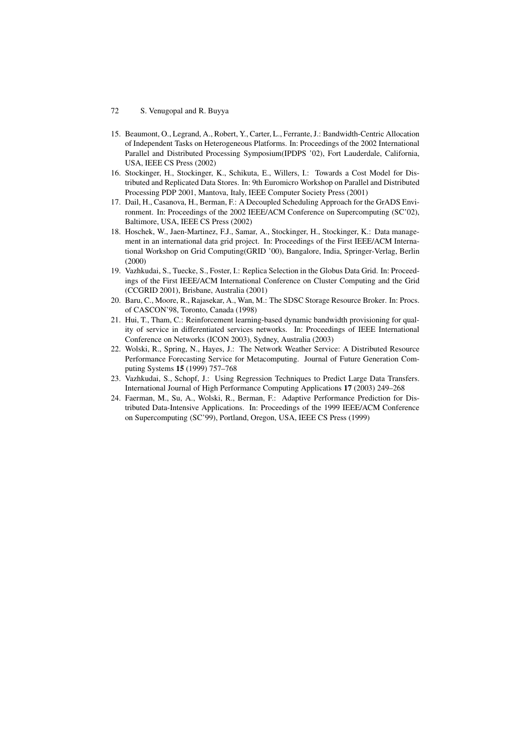15. Beaumont, O., Legrand, A., Robert, Y., Carter, L., Ferrante, J.: Bandwidth-Centric Allocation of Independent Tasks on Heterogeneous Platforms. In: Proceedings of the 2002 International Parallel and Distributed Processing Symposium(IPDPS '02), Fort Lauderdale, California, USA, IEEE CS Press (2002)
16. Stockinger, H., Stockinger, K., Schikuta, E., Willers, I.: Towards a Cost Model for Distributed and Replicated Data Stores. In: 9th Euromicro Workshop on Parallel and Distributed Processing PDP 2001, Mantova, Italy, IEEE Computer Society Press (2001)
17. Dail, H., Casanova, H., Berman, F.: A Decoupled Scheduling Approach for the GrADS Environment. In: Proceedings of the 2002 IEEE/ACM Conference on Supercomputing (SC'02), Baltimore, USA, IEEE CS Press (2002)
18. Hoschek, W., Jaen-Martinez, F.J., Samar, A., Stockinger, H., Stockinger, K.: Data management in an international data grid project. In: Proceedings of the First IEEE/ACM International Workshop on Grid Computing(GRID '00), Bangalore, India, Springer-Verlag, Berlin (2000)
19. Vazhkudai, S., Tuecke, S., Foster, I.: Replica Selection in the Globus Data Grid. In: Proceedings of the First IEEE/ACM International Conference on Cluster Computing and the Grid (CCGRID 2001), Brisbane, Australia (2001)
20. Baru, C., Moore, R., Rajasekar, A., Wan, M.: The SDSC Storage Resource Broker. In: Procs. of CASCON'98, Toronto, Canada (1998)
21. Hui, T., Tham, C.: Reinforcement learning-based dynamic bandwidth provisioning for quality of service in differentiated services networks. In: Proceedings of IEEE International Conference on Networks (ICON 2003), Sydney, Australia (2003)
22. Wolski, R., Spring, N., Hayes, J.: The Network Weather Service: A Distributed Resource Performance Forecasting Service for Metacomputing. Journal of Future Generation Computing Systems **15** (1999) 757–768
23. Vazhkudai, S., Schopf, J.: Using Regression Techniques to Predict Large Data Transfers. International Journal of High Performance Computing Applications **17** (2003) 249–268
24. Faerman, M., Su, A., Wolski, R., Berman, F.: Adaptive Performance Prediction for Distributed Data-Intensive Applications. In: Proceedings of the 1999 IEEE/ACM Conference on Supercomputing (SC'99), Portland, Oregon, USA, IEEE CS Press (1999)